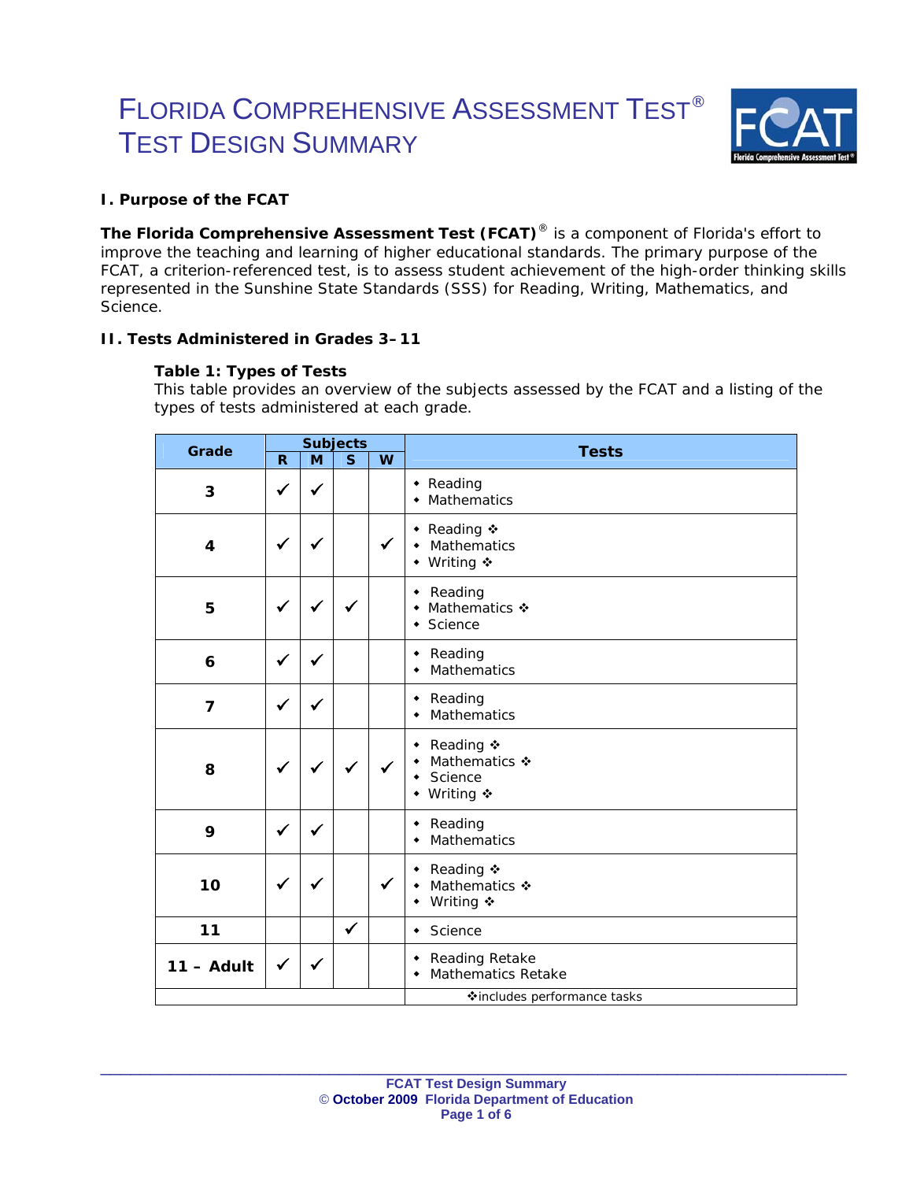# Florida Comprehensive Assessment Test®
# Test Design Summary

## I. Purpose of the FCAT

**The Florida Comprehensive Assessment Test (FCAT)®** is a component of Florida's effort to improve the teaching and learning of higher educational standards. The primary purpose of the FCAT, a criterion-referenced test, is to assess student achievement of the high-order thinking skills represented in the Sunshine State Standards (SSS) for Reading, Writing, Mathematics, and Science.

## II. Tests Administered in Grades 3–11

### Table 1: Types of Tests

This table provides an overview of the subjects assessed by the FCAT and a listing of the types of tests administered at each grade.

| Grade | Subjects | | | | Tests |
|---|---|---|---|---|---|
| | R | M | S | W | |
| 3 | ✓ | ✓ | | | • Reading<br>• Mathematics |
| 4 | ✓ | ✓ | | ✓ | • Reading ❖<br>• Mathematics<br>• Writing ❖ |
| 5 | ✓ | ✓ | ✓ | | • Reading<br>• Mathematics ❖<br>• Science |
| 6 | ✓ | ✓ | | | • Reading<br>• Mathematics |
| 7 | ✓ | ✓ | | | • Reading<br>• Mathematics |
| 8 | ✓ | ✓ | ✓ | ✓ | • Reading ❖<br>• Mathematics ❖<br>• Science<br>• Writing ❖ |
| 9 | ✓ | ✓ | | | • Reading<br>• Mathematics |
| 10 | ✓ | ✓ | | ✓ | • Reading ❖<br>• Mathematics ❖<br>• Writing ❖ |
| 11 | | | ✓ | | • Science |
| 11 – Adult | ✓ | ✓ | | | • Reading Retake<br>• Mathematics Retake |
| | | | | | ❖includes performance tasks |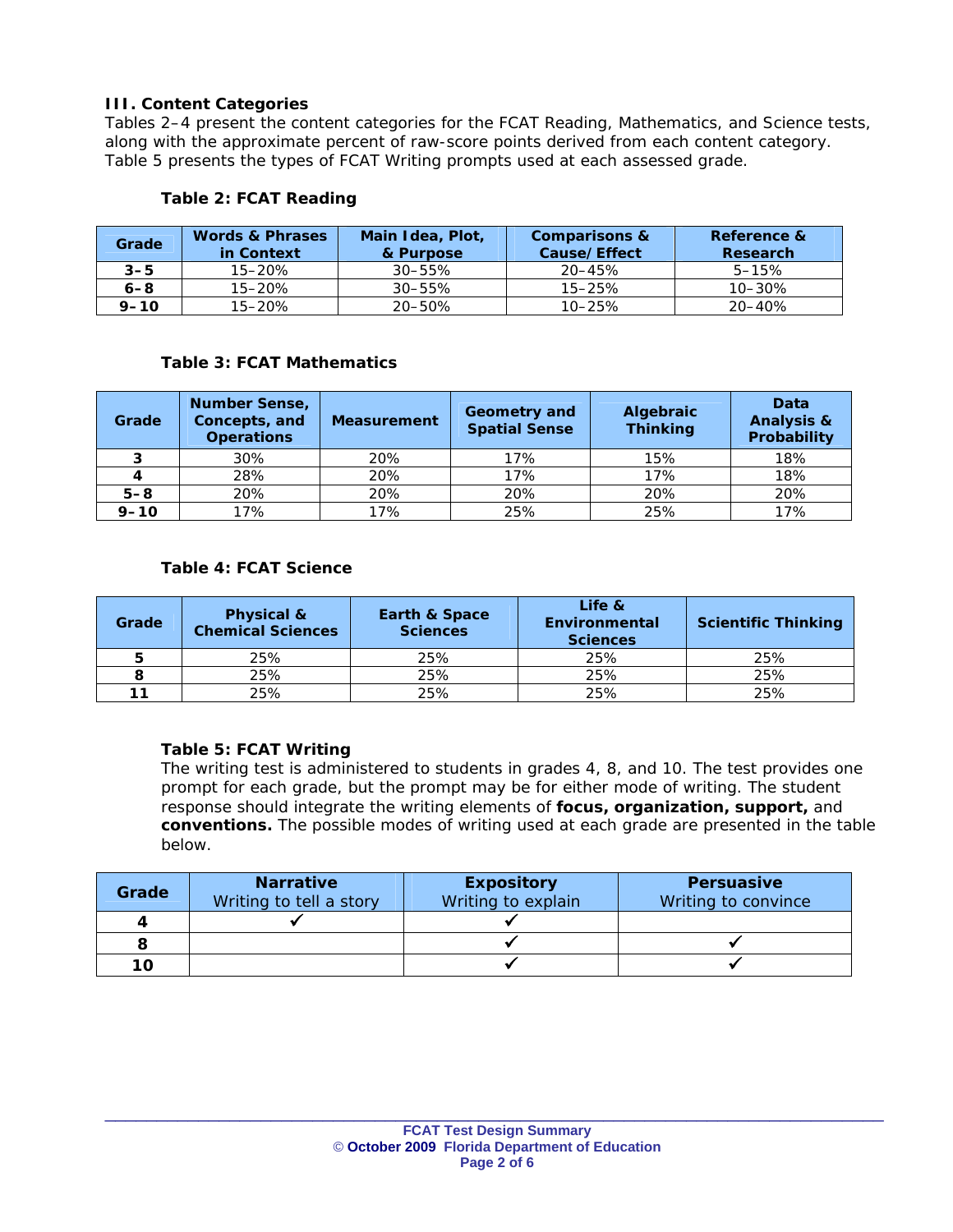### III. Content Categories

Tables 2–4 present the content categories for the FCAT Reading, Mathematics, and Science tests, along with the approximate percent of raw-score points derived from each content category. Table 5 presents the types of FCAT Writing prompts used at each assessed grade.

**Table 2: FCAT Reading**

| Grade | Words & Phrases in Context | Main Idea, Plot, & Purpose | Comparisons & Cause/Effect | Reference & Research |
|---|---|---|---|---|
| 3–5 | 15–20% | 30–55% | 20–45% | 5–15% |
| 6–8 | 15–20% | 30–55% | 15–25% | 10–30% |
| 9–10 | 15–20% | 20–50% | 10–25% | 20–40% |

**Table 3: FCAT Mathematics**

| Grade | Number Sense, Concepts, and Operations | Measurement | Geometry and Spatial Sense | Algebraic Thinking | Data Analysis & Probability |
|---|---|---|---|---|---|
| 3 | 30% | 20% | 17% | 15% | 18% |
| 4 | 28% | 20% | 17% | 17% | 18% |
| 5–8 | 20% | 20% | 20% | 20% | 20% |
| 9–10 | 17% | 17% | 25% | 25% | 17% |

**Table 4: FCAT Science**

| Grade | Physical & Chemical Sciences | Earth & Space Sciences | Life & Environmental Sciences | Scientific Thinking |
|---|---|---|---|---|
| 5 | 25% | 25% | 25% | 25% |
| 8 | 25% | 25% | 25% | 25% |
| 11 | 25% | 25% | 25% | 25% |

**Table 5: FCAT Writing**

The writing test is administered to students in grades 4, 8, and 10. The test provides one prompt for each grade, but the prompt may be for either mode of writing. The student response should integrate the writing elements of **focus, organization, support,** and **conventions.** The possible modes of writing used at each grade are presented in the table below.

| Grade | **Narrative** Writing to tell a story | **Expository** Writing to explain | **Persuasive** Writing to convince |
|---|---|---|---|
| 4 | ✓ | ✓ | |
| 8 | | ✓ | ✓ |
| 10 | | ✓ | ✓ |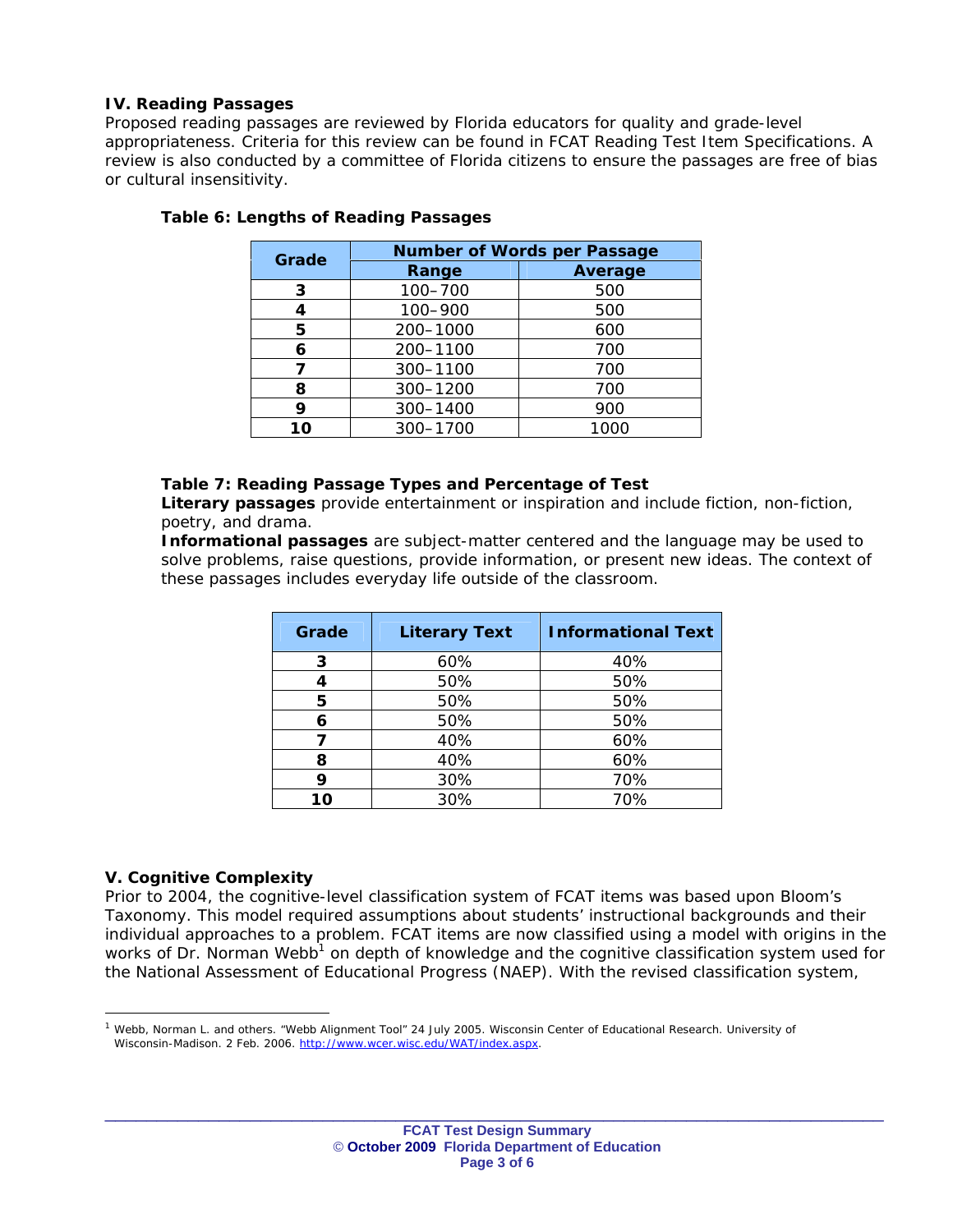### IV. Reading Passages

Proposed reading passages are reviewed by Florida educators for quality and grade-level appropriateness. Criteria for this review can be found in FCAT Reading Test Item Specifications. A review is also conducted by a committee of Florida citizens to ensure the passages are free of bias or cultural insensitivity.

**Table 6: Lengths of Reading Passages**

| Grade | Number of Words per Passage | |
|---|---|---|
| | Range | Average |
| 3 | 100–700 | 500 |
| 4 | 100–900 | 500 |
| 5 | 200–1000 | 600 |
| 6 | 200–1100 | 700 |
| 7 | 300–1100 | 700 |
| 8 | 300–1200 | 700 |
| 9 | 300–1400 | 900 |
| 10 | 300–1700 | 1000 |

**Table 7: Reading Passage Types and Percentage of Test**

**Literary passages** provide entertainment or inspiration and include fiction, non-fiction, poetry, and drama.

**Informational passages** are subject-matter centered and the language may be used to solve problems, raise questions, provide information, or present new ideas. The context of these passages includes everyday life outside of the classroom.

| Grade | Literary Text | Informational Text |
|---|---|---|
| 3 | 60% | 40% |
| 4 | 50% | 50% |
| 5 | 50% | 50% |
| 6 | 50% | 50% |
| 7 | 40% | 60% |
| 8 | 40% | 60% |
| 9 | 30% | 70% |
| 10 | 30% | 70% |

### V. Cognitive Complexity

Prior to 2004, the cognitive-level classification system of FCAT items was based upon Bloom's Taxonomy. This model required assumptions about students' instructional backgrounds and their individual approaches to a problem. FCAT items are now classified using a model with origins in the works of Dr. Norman Webb[1] on depth of knowledge and the cognitive classification system used for the National Assessment of Educational Progress (NAEP). With the revised classification system,

[1] Webb, Norman L. and others. "Webb Alignment Tool" 24 July 2005. Wisconsin Center of Educational Research. University of Wisconsin-Madison. 2 Feb. 2006. http://www.wcer.wisc.edu/WAT/index.aspx.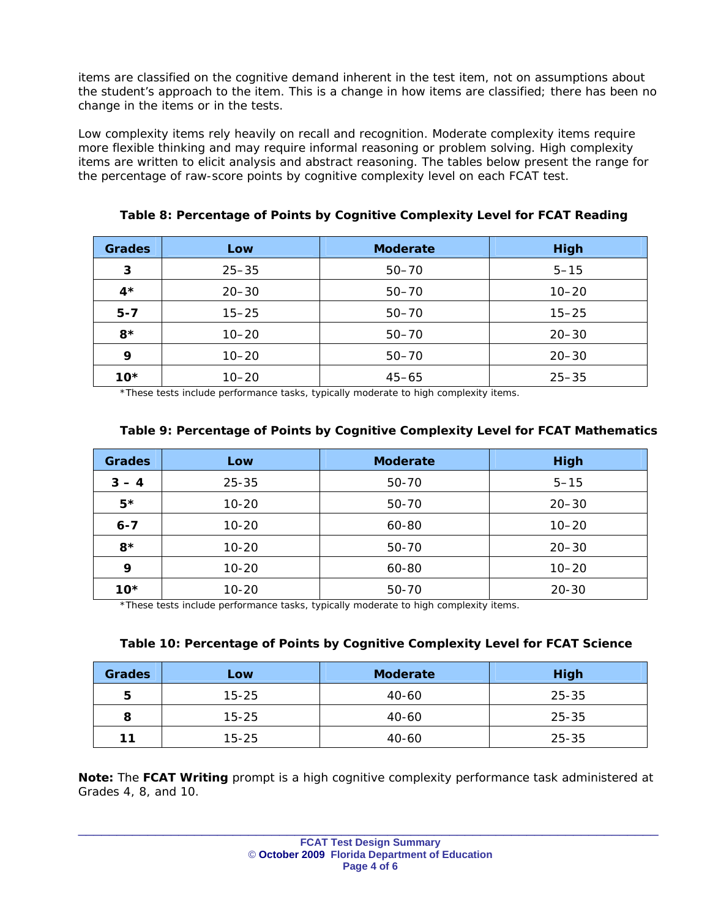items are classified on the cognitive demand inherent in the test item, not on assumptions about the student's approach to the item. This is a change in how items are classified; there has been no change in the items or in the tests.

Low complexity items rely heavily on recall and recognition. Moderate complexity items require more flexible thinking and may require informal reasoning or problem solving. High complexity items are written to elicit analysis and abstract reasoning. The tables below present the range for the percentage of raw-score points by cognitive complexity level on each FCAT test.

**Table 8: Percentage of Points by Cognitive Complexity Level for FCAT Reading**

| Grades | Low | Moderate | High |
|---|---|---|---|
| **3** | 25–35 | 50–70 | 5–15 |
| **4*** | 20–30 | 50–70 | 10–20 |
| **5-7** | 15–25 | 50–70 | 15–25 |
| **8*** | 10–20 | 50–70 | 20–30 |
| **9** | 10–20 | 50–70 | 20–30 |
| **10*** | 10–20 | 45–65 | 25–35 |

*These tests include performance tasks, typically moderate to high complexity items.

**Table 9: Percentage of Points by Cognitive Complexity Level for FCAT Mathematics**

| Grades | Low | Moderate | High |
|---|---|---|---|
| **3 – 4** | 25-35 | 50-70 | 5–15 |
| **5*** | 10-20 | 50-70 | 20–30 |
| **6-7** | 10-20 | 60-80 | 10–20 |
| **8*** | 10-20 | 50-70 | 20–30 |
| **9** | 10-20 | 60-80 | 10–20 |
| **10*** | 10-20 | 50-70 | 20-30 |

*These tests include performance tasks, typically moderate to high complexity items.

**Table 10: Percentage of Points by Cognitive Complexity Level for FCAT Science**

| Grades | Low | Moderate | High |
|---|---|---|---|
| **5** | 15-25 | 40-60 | 25-35 |
| **8** | 15-25 | 40-60 | 25-35 |
| **11** | 15-25 | 40-60 | 25-35 |

**Note:** The **FCAT Writing** prompt is a high cognitive complexity performance task administered at Grades 4, 8, and 10.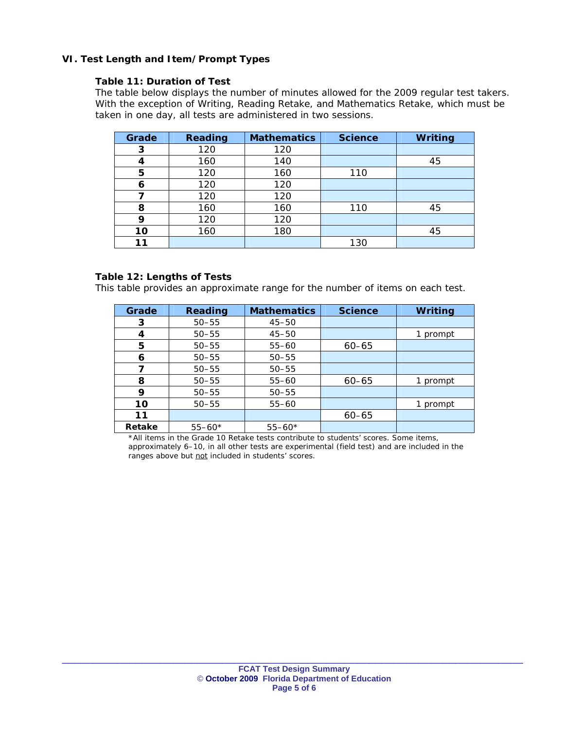## VI. Test Length and Item/Prompt Types

### Table 11: Duration of Test

The table below displays the number of minutes allowed for the 2009 regular test takers. With the exception of Writing, Reading Retake, and Mathematics Retake, which must be taken in one day, all tests are administered in two sessions.

| Grade | Reading | Mathematics | Science | Writing |
|---|---|---|---|---|
| **3** | 120 | 120 | | |
| **4** | 160 | 140 | | 45 |
| **5** | 120 | 160 | 110 | |
| **6** | 120 | 120 | | |
| **7** | 120 | 120 | | |
| **8** | 160 | 160 | 110 | 45 |
| **9** | 120 | 120 | | |
| **10** | 160 | 180 | | 45 |
| **11** | | | 130 | |

### Table 12: Lengths of Tests

This table provides an approximate range for the number of items on each test.

| Grade | Reading | Mathematics | Science | Writing |
|---|---|---|---|---|
| **3** | 50–55 | 45–50 | | |
| **4** | 50–55 | 45–50 | | 1 prompt |
| **5** | 50–55 | 55–60 | 60–65 | |
| **6** | 50–55 | 50–55 | | |
| **7** | 50–55 | 50–55 | | |
| **8** | 50–55 | 55–60 | 60–65 | 1 prompt |
| **9** | 50–55 | 50–55 | | |
| **10** | 50–55 | 55–60 | | 1 prompt |
| **11** | | | 60–65 | |
| **Retake** | 55–60* | 55–60* | | |

*All items in the Grade 10 Retake tests contribute to students' scores. Some items, approximately 6–10, in all other tests are experimental (field test) and are included in the ranges above but not included in students' scores.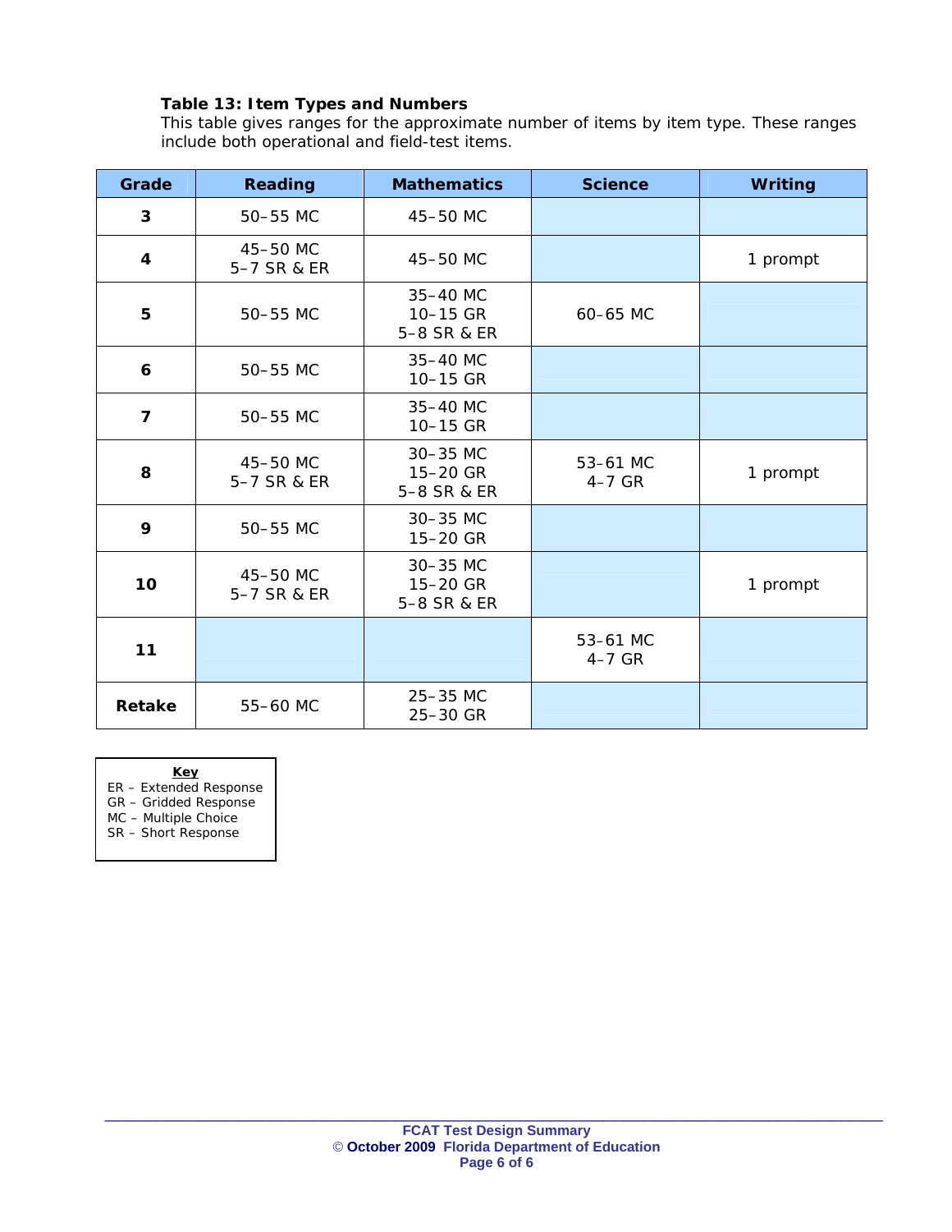**Table 13: Item Types and Numbers**

This table gives ranges for the approximate number of items by item type. These ranges include both operational and field-test items.

| Grade | Reading | Mathematics | Science | Writing |
|---|---|---|---|---|
| **3** | 50–55 MC | 45–50 MC | | |
| **4** | 45–50 MC<br>5–7 SR & ER | 45–50 MC | | 1 prompt |
| **5** | 50–55 MC | 35–40 MC<br>10–15 GR<br>5–8 SR & ER | 60–65 MC | |
| **6** | 50–55 MC | 35–40 MC<br>10–15 GR | | |
| **7** | 50–55 MC | 35–40 MC<br>10–15 GR | | |
| **8** | 45–50 MC<br>5–7 SR & ER | 30–35 MC<br>15–20 GR<br>5–8 SR & ER | 53–61 MC<br>4–7 GR | 1 prompt |
| **9** | 50–55 MC | 30–35 MC<br>15–20 GR | | |
| **10** | 45–50 MC<br>5–7 SR & ER | 30–35 MC<br>15–20 GR<br>5–8 SR & ER | | 1 prompt |
| **11** | | | 53–61 MC<br>4–7 GR | |
| **Retake** | 55–60 MC | 25–35 MC<br>25–30 GR | | |

**Key**

ER – Extended Response
GR – Gridded Response
MC – Multiple Choice
SR – Short Response